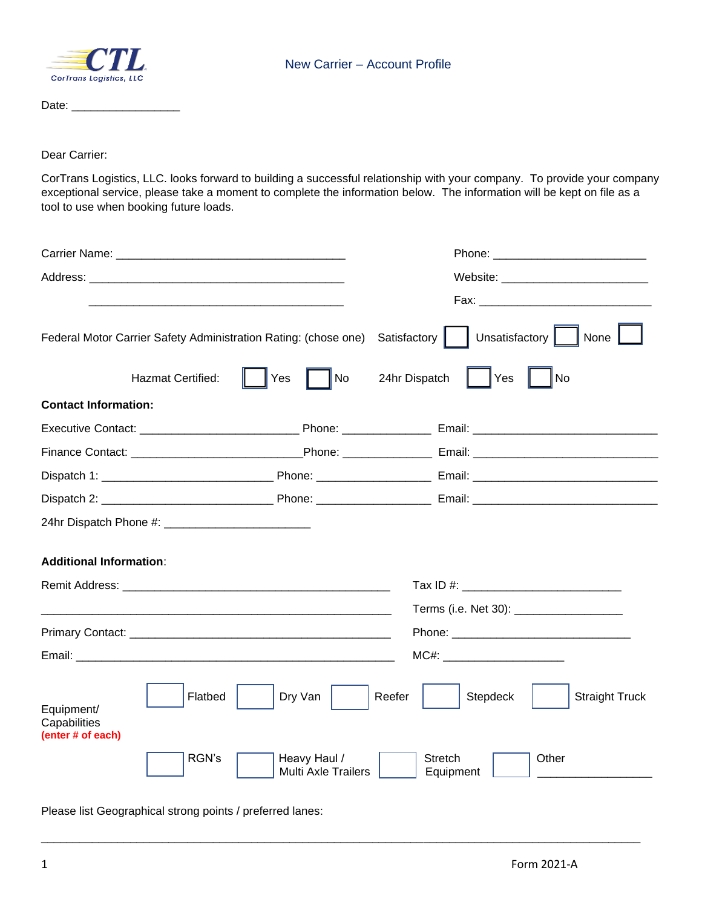CTL CorTrans Logistics, LLC

# New Carrier – Account Profile

Date: ________________

Dear Carrier:

CorTrans Logistics, LLC. looks forward to building a successful relationship with your company. To provide your company exceptional service, please take a moment to complete the information below. The information will be kept on file as a tool to use when booking future loads.

Carrier Name: ___________________________________ Phone: ______________________

Address: _______________________________________ Website: ______________________

_______________________________________ Fax: __________________________

Federal Motor Carrier Safety Administration Rating: (chose one) Satisfactory ☐ Unsatisfactory ☐ None ☐

Hazmat Certified: ☐ Yes ☐ No 24hr Dispatch ☐ Yes ☐ No

**Contact Information:**

Executive Contact: ________________________ Phone: _____________ Email: ____________________________

Finance Contact: _________________________ Phone: _____________ Email: ____________________________

Dispatch 1: __________________________ Phone: _________________ Email: ____________________________

Dispatch 2: __________________________ Phone: _________________ Email: ____________________________

24hr Dispatch Phone #: ______________________

**Additional Information**:

Remit Address: ________________________________________ Tax ID #: ________________________

______________________________________________________ Terms (i.e. Net 30): ________________

Primary Contact: _______________________________________ Phone: ____________________________

Email: _________________________________________________ MC#: ___________________

Equipment/ Capabilities **(enter # of each)**

☐ Flatbed ☐ Dry Van ☐ Reefer ☐ Stepdeck ☐ Straight Truck

☐ RGN's ☐ Heavy Haul / Multi Axle Trailers ☐ Stretch Equipment ☐ Other _________________

Please list Geographical strong points / preferred lanes:

___________________________________________________________________________________________

Form 2021-A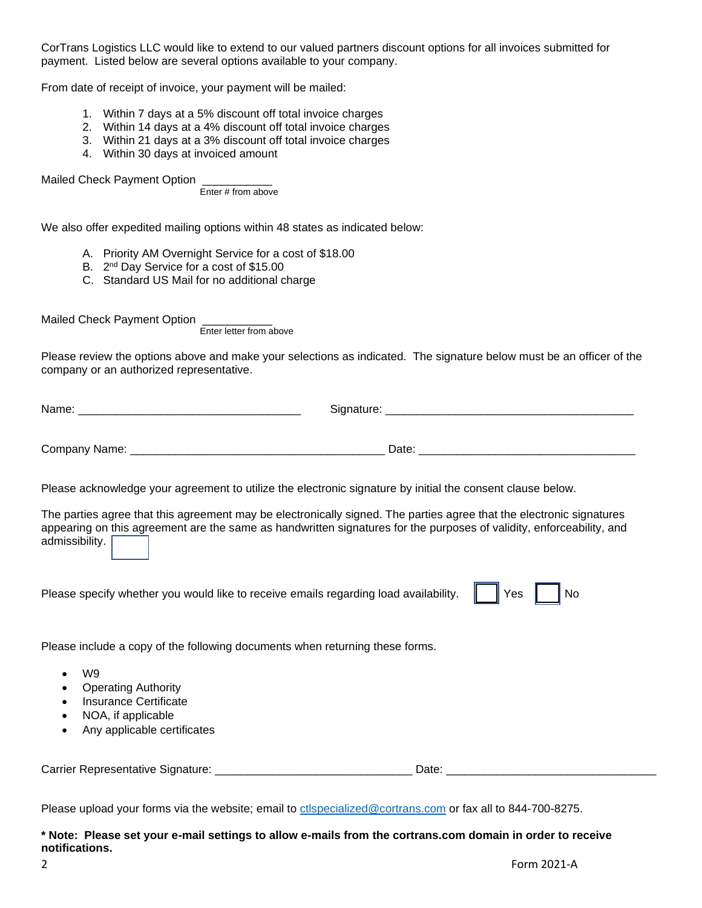CorTrans Logistics LLC would like to extend to our valued partners discount options for all invoices submitted for payment. Listed below are several options available to your company.

From date of receipt of invoice, your payment will be mailed:

1. Within 7 days at a 5% discount off total invoice charges
2. Within 14 days at a 4% discount off total invoice charges
3. Within 21 days at a 3% discount off total invoice charges
4. Within 30 days at invoiced amount

Mailed Check Payment Option ___________
Enter # from above

We also offer expedited mailing options within 48 states as indicated below:

A. Priority AM Overnight Service for a cost of $18.00
B. 2nd Day Service for a cost of $15.00
C. Standard US Mail for no additional charge

Mailed Check Payment Option ___________
Enter letter from above

Please review the options above and make your selections as indicated. The signature below must be an officer of the company or an authorized representative.

Name: ___________________________________ Signature: _______________________________________

Company Name: ________________________________________ Date: _________________________________

Please acknowledge your agreement to utilize the electronic signature by initial the consent clause below.

The parties agree that this agreement may be electronically signed. The parties agree that the electronic signatures appearing on this agreement are the same as handwritten signatures for the purposes of validity, enforceability, and admissibility. ☐

Please specify whether you would like to receive emails regarding load availability. ☐ Yes ☐ No

Please include a copy of the following documents when returning these forms.

- W9
- Operating Authority
- Insurance Certificate
- NOA, if applicable
- Any applicable certificates

Carrier Representative Signature: _______________________________ Date: _________________________________

Please upload your forms via the website; email to ctlspecialized@cortrans.com or fax all to 844-700-8275.

**\* Note: Please set your e-mail settings to allow e-mails from the cortrans.com domain in order to receive notifications.**

Form 2021-A